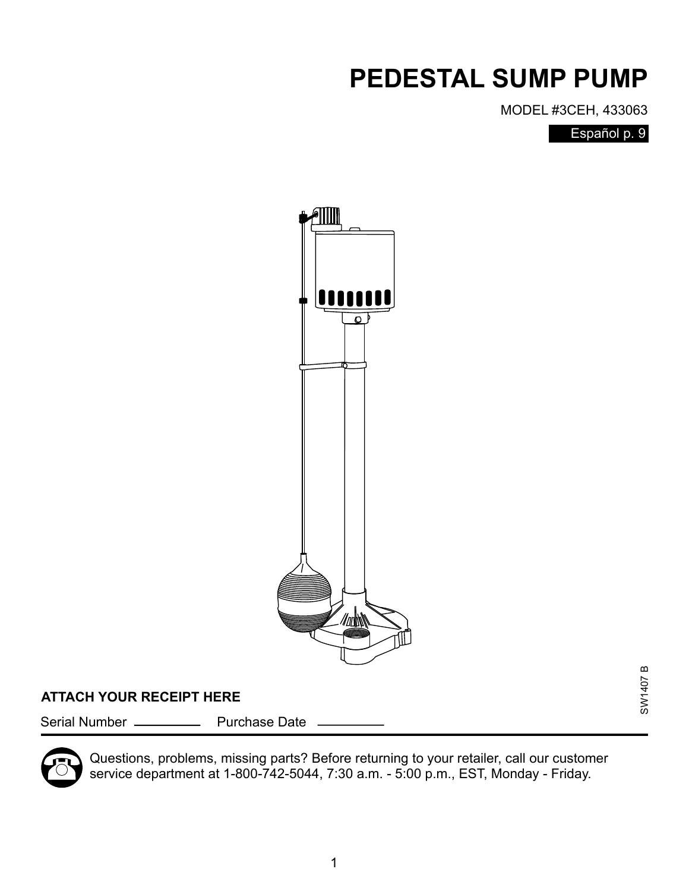# PEDESTAL SUMP PUMP

MODEL #3CEH, 433063

Español p. 9

SW1407 B

**ATTACH YOUR RECEIPT HERE**

Serial Number \_\_\_\_\_\_\_\_\_\_ Purchase Date \_\_\_\_\_\_\_\_\_\_

Questions, problems, missing parts? Before returning to your retailer, call our customer service department at 1-800-742-5044, 7:30 a.m. - 5:00 p.m., EST, Monday - Friday.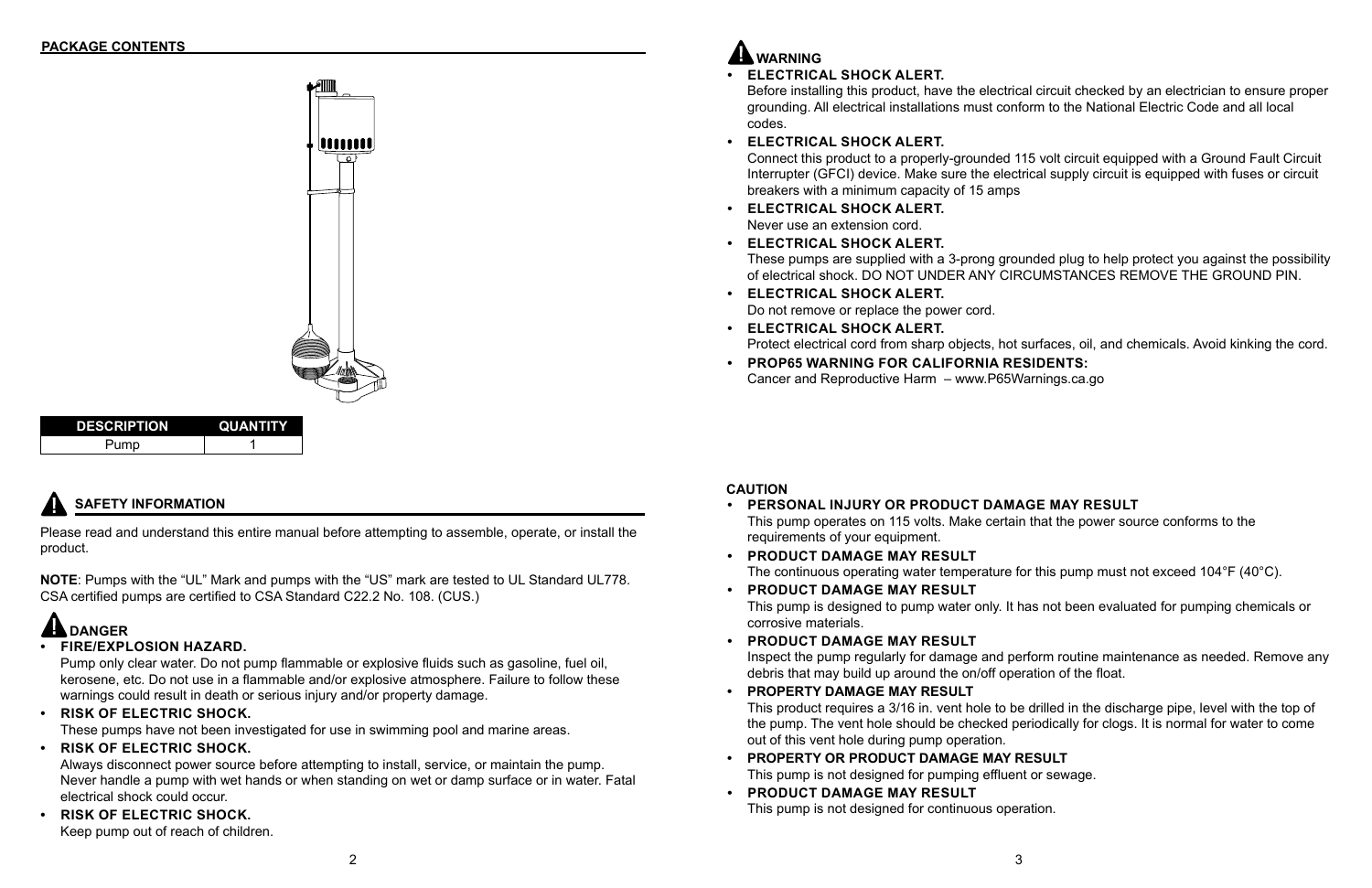## PACKAGE CONTENTS

| DESCRIPTION | QUANTITY |
|---|---|
| Pump | 1 |

## SAFETY INFORMATION

Please read and understand this entire manual before attempting to assemble, operate, or install the product.

**NOTE**: Pumps with the "UL" Mark and pumps with the "US" mark are tested to UL Standard UL778. CSA certified pumps are certified to CSA Standard C22.2 No. 108. (CUS.)

### DANGER

- **FIRE/EXPLOSION HAZARD.**
  Pump only clear water. Do not pump flammable or explosive fluids such as gasoline, fuel oil, kerosene, etc. Do not use in a flammable and/or explosive atmosphere. Failure to follow these warnings could result in death or serious injury and/or property damage.
- **RISK OF ELECTRIC SHOCK.**
  These pumps have not been investigated for use in swimming pool and marine areas.
- **RISK OF ELECTRIC SHOCK.**
  Always disconnect power source before attempting to install, service, or maintain the pump. Never handle a pump with wet hands or when standing on wet or damp surface or in water. Fatal electrical shock could occur.
- **RISK OF ELECTRIC SHOCK.**
  Keep pump out of reach of children.

### WARNING

- **ELECTRICAL SHOCK ALERT.**
  Before installing this product, have the electrical circuit checked by an electrician to ensure proper grounding. All electrical installations must conform to the National Electric Code and all local codes.
- **ELECTRICAL SHOCK ALERT.**
  Connect this product to a properly-grounded 115 volt circuit equipped with a Ground Fault Circuit Interrupter (GFCI) device. Make sure the electrical supply circuit is equipped with fuses or circuit breakers with a minimum capacity of 15 amps
- **ELECTRICAL SHOCK ALERT.**
  Never use an extension cord.
- **ELECTRICAL SHOCK ALERT.**
  These pumps are supplied with a 3-prong grounded plug to help protect you against the possibility of electrical shock. DO NOT UNDER ANY CIRCUMSTANCES REMOVE THE GROUND PIN.
- **ELECTRICAL SHOCK ALERT.**
  Do not remove or replace the power cord.
- **ELECTRICAL SHOCK ALERT.**
  Protect electrical cord from sharp objects, hot surfaces, oil, and chemicals. Avoid kinking the cord.
- **PROP65 WARNING FOR CALIFORNIA RESIDENTS:**
  Cancer and Reproductive Harm – www.P65Warnings.ca.go

### CAUTION

- **PERSONAL INJURY OR PRODUCT DAMAGE MAY RESULT**
  This pump operates on 115 volts. Make certain that the power source conforms to the requirements of your equipment.
- **PRODUCT DAMAGE MAY RESULT**
  The continuous operating water temperature for this pump must not exceed 104°F (40°C).
- **PRODUCT DAMAGE MAY RESULT**
  This pump is designed to pump water only. It has not been evaluated for pumping chemicals or corrosive materials.
- **PRODUCT DAMAGE MAY RESULT**
  Inspect the pump regularly for damage and perform routine maintenance as needed. Remove any debris that may build up around the on/off operation of the float.
- **PROPERTY DAMAGE MAY RESULT**
  This product requires a 3/16 in. vent hole to be drilled in the discharge pipe, level with the top of the pump. The vent hole should be checked periodically for clogs. It is normal for water to come out of this vent hole during pump operation.
- **PROPERTY OR PRODUCT DAMAGE MAY RESULT**
  This pump is not designed for pumping effluent or sewage.
- **PRODUCT DAMAGE MAY RESULT**
  This pump is not designed for continuous operation.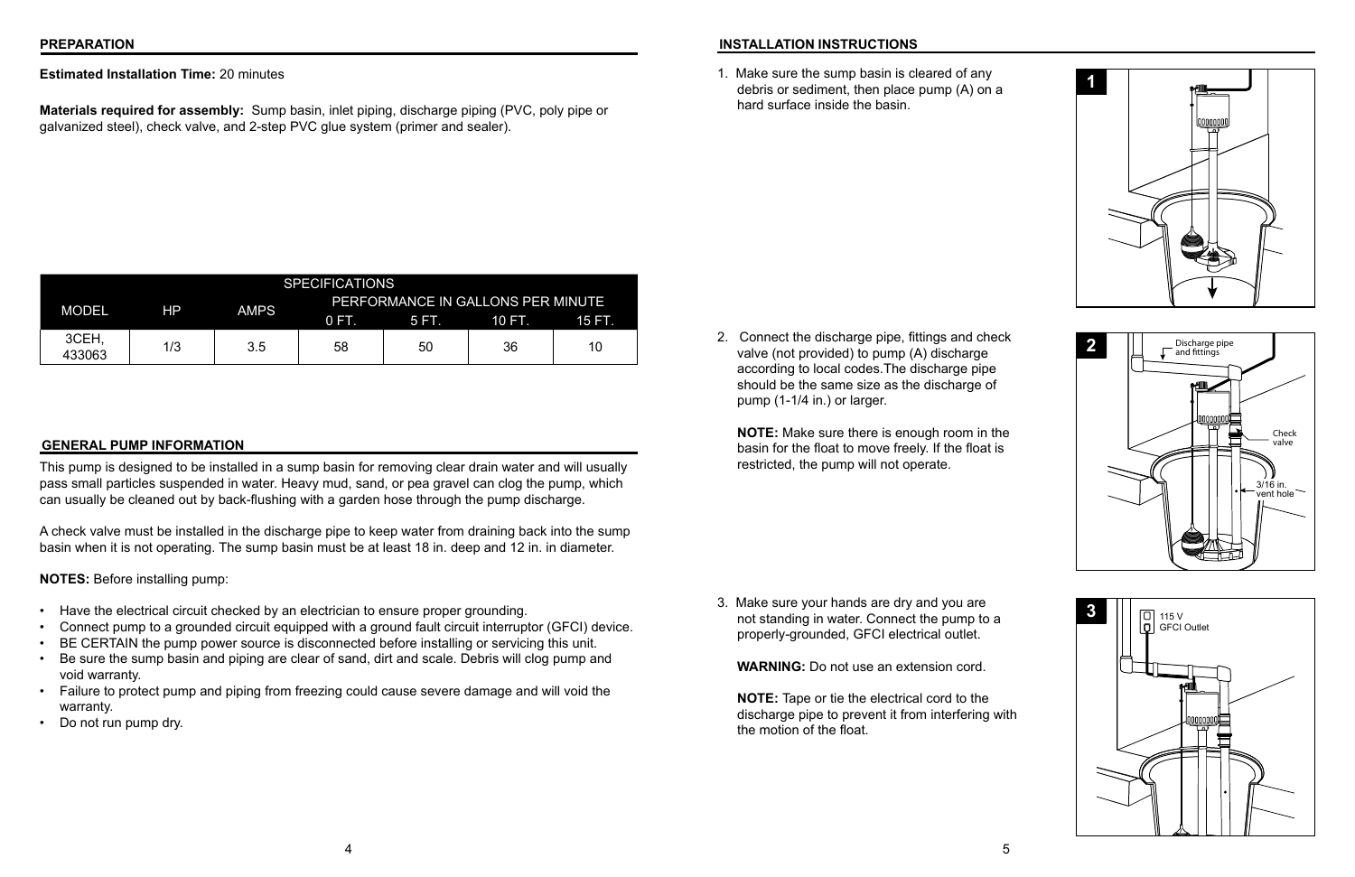## PREPARATION

**Estimated Installation Time:** 20 minutes

**Materials required for assembly:** Sump basin, inlet piping, discharge piping (PVC, poly pipe or galvanized steel), check valve, and 2-step PVC glue system (primer and sealer).

| SPECIFICATIONS | | | | | | |
|---|---|---|---|---|---|---|
| MODEL | HP | AMPS | PERFORMANCE IN GALLONS PER MINUTE | | | |
| | | | 0 FT. | 5 FT. | 10 FT. | 15 FT. |
| 3CEH, 433063 | 1/3 | 3.5 | 58 | 50 | 36 | 10 |

## GENERAL PUMP INFORMATION

This pump is designed to be installed in a sump basin for removing clear drain water and will usually pass small particles suspended in water. Heavy mud, sand, or pea gravel can clog the pump, which can usually be cleaned out by back-flushing with a garden hose through the pump discharge.

A check valve must be installed in the discharge pipe to keep water from draining back into the sump basin when it is not operating. The sump basin must be at least 18 in. deep and 12 in. in diameter.

**NOTES:** Before installing pump:

- Have the electrical circuit checked by an electrician to ensure proper grounding.
- Connect pump to a grounded circuit equipped with a ground fault circuit interruptor (GFCI) device.
- BE CERTAIN the pump power source is disconnected before installing or servicing this unit.
- Be sure the sump basin and piping are clear of sand, dirt and scale. Debris will clog pump and void warranty.
- Failure to protect pump and piping from freezing could cause severe damage and will void the warranty.
- Do not run pump dry.

## INSTALLATION INSTRUCTIONS

1. Make sure the sump basin is cleared of any debris or sediment, then place pump (A) on a hard surface inside the basin.

2. Connect the discharge pipe, fittings and check valve (not provided) to pump (A) discharge according to local codes.The discharge pipe should be the same size as the discharge of pump (1-1/4 in.) or larger.

   **NOTE:** Make sure there is enough room in the basin for the float to move freely. If the float is restricted, the pump will not operate.

   Discharge pipe and fittings

   Check valve

   3/16 in. vent hole

3. Make sure your hands are dry and you are not standing in water. Connect the pump to a properly-grounded, GFCI electrical outlet.

   **WARNING:** Do not use an extension cord.

   **NOTE:** Tape or tie the electrical cord to the discharge pipe to prevent it from interfering with the motion of the float.

   115 V GFCI Outlet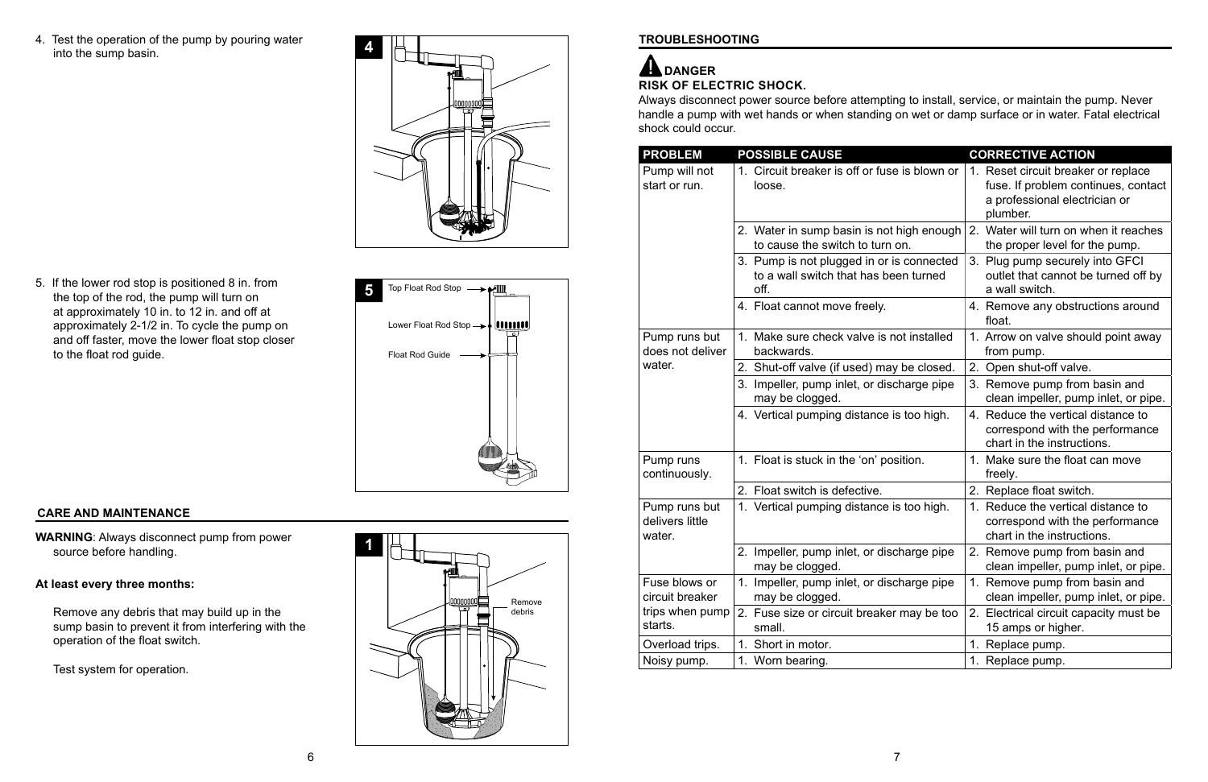4. Test the operation of the pump by pouring water into the sump basin.

5. If the lower rod stop is positioned 8 in. from the top of the rod, the pump will turn on at approximately 10 in. to 12 in. and off at approximately 2-1/2 in. To cycle the pump on and off faster, move the lower float stop closer to the float rod guide.

Top Float Rod Stop

Lower Float Rod Stop

Float Rod Guide

## CARE AND MAINTENANCE

**WARNING**: Always disconnect pump from power source before handling.

**At least every three months:**

Remove any debris that may build up in the sump basin to prevent it from interfering with the operation of the float switch.

Test system for operation.

Remove debris

## TROUBLESHOOTING

**DANGER**

**RISK OF ELECTRIC SHOCK.**

Always disconnect power source before attempting to install, service, or maintain the pump. Never handle a pump with wet hands or when standing on wet or damp surface or in water. Fatal electrical shock could occur.

| PROBLEM | POSSIBLE CAUSE | CORRECTIVE ACTION |
|---|---|---|
| Pump will not start or run. | 1. Circuit breaker is off or fuse is blown or loose. | 1. Reset circuit breaker or replace fuse. If problem continues, contact a professional electrician or plumber. |
| | 2. Water in sump basin is not high enough to cause the switch to turn on. | 2. Water will turn on when it reaches the proper level for the pump. |
| | 3. Pump is not plugged in or is connected to a wall switch that has been turned off. | 3. Plug pump securely into GFCI outlet that cannot be turned off by a wall switch. |
| | 4. Float cannot move freely. | 4. Remove any obstructions around float. |
| Pump runs but does not deliver water. | 1. Make sure check valve is not installed backwards. | 1. Arrow on valve should point away from pump. |
| | 2. Shut-off valve (if used) may be closed. | 2. Open shut-off valve. |
| | 3. Impeller, pump inlet, or discharge pipe may be clogged. | 3. Remove pump from basin and clean impeller, pump inlet, or pipe. |
| | 4. Vertical pumping distance is too high. | 4. Reduce the vertical distance to correspond with the performance chart in the instructions. |
| Pump runs continuously. | 1. Float is stuck in the 'on' position. | 1. Make sure the float can move freely. |
| | 2. Float switch is defective. | 2. Replace float switch. |
| Pump runs but delivers little water. | 1. Vertical pumping distance is too high. | 1. Reduce the vertical distance to correspond with the performance chart in the instructions. |
| | 2. Impeller, pump inlet, or discharge pipe may be clogged. | 2. Remove pump from basin and clean impeller, pump inlet, or pipe. |
| Fuse blows or circuit breaker trips when pump starts. | 1. Impeller, pump inlet, or discharge pipe may be clogged. | 1. Remove pump from basin and clean impeller, pump inlet, or pipe. |
| | 2. Fuse size or circuit breaker may be too small. | 2. Electrical circuit capacity must be 15 amps or higher. |
| Overload trips. | 1. Short in motor. | 1. Replace pump. |
| Noisy pump. | 1. Worn bearing. | 1. Replace pump. |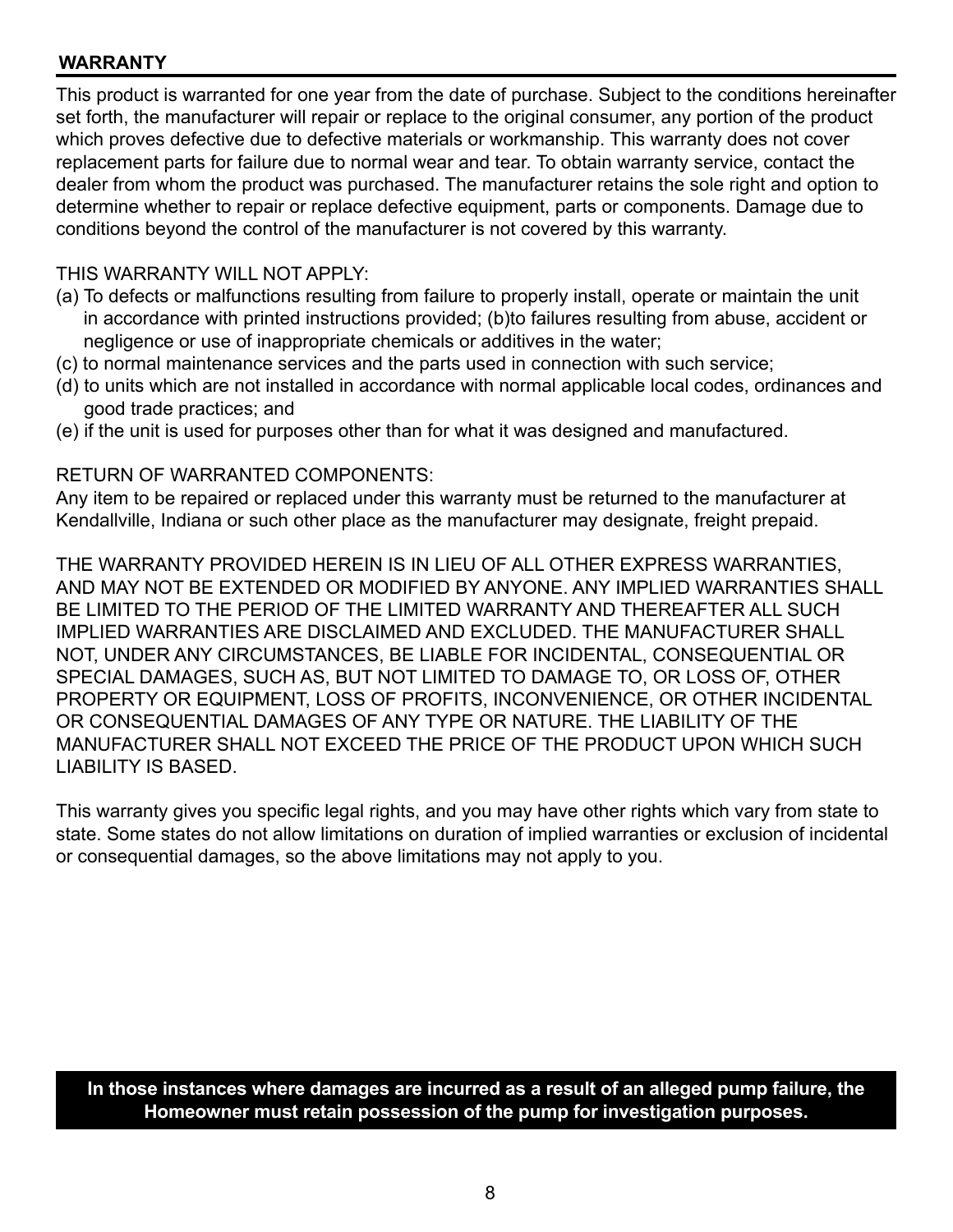## WARRANTY

This product is warranted for one year from the date of purchase. Subject to the conditions hereinafter set forth, the manufacturer will repair or replace to the original consumer, any portion of the product which proves defective due to defective materials or workmanship. This warranty does not cover replacement parts for failure due to normal wear and tear. To obtain warranty service, contact the dealer from whom the product was purchased. The manufacturer retains the sole right and option to determine whether to repair or replace defective equipment, parts or components. Damage due to conditions beyond the control of the manufacturer is not covered by this warranty.

THIS WARRANTY WILL NOT APPLY:

(a) To defects or malfunctions resulting from failure to properly install, operate or maintain the unit in accordance with printed instructions provided; (b)to failures resulting from abuse, accident or negligence or use of inappropriate chemicals or additives in the water;

(c) to normal maintenance services and the parts used in connection with such service;

(d) to units which are not installed in accordance with normal applicable local codes, ordinances and good trade practices; and

(e) if the unit is used for purposes other than for what it was designed and manufactured.

RETURN OF WARRANTED COMPONENTS:

Any item to be repaired or replaced under this warranty must be returned to the manufacturer at Kendallville, Indiana or such other place as the manufacturer may designate, freight prepaid.

THE WARRANTY PROVIDED HEREIN IS IN LIEU OF ALL OTHER EXPRESS WARRANTIES, AND MAY NOT BE EXTENDED OR MODIFIED BY ANYONE. ANY IMPLIED WARRANTIES SHALL BE LIMITED TO THE PERIOD OF THE LIMITED WARRANTY AND THEREAFTER ALL SUCH IMPLIED WARRANTIES ARE DISCLAIMED AND EXCLUDED. THE MANUFACTURER SHALL NOT, UNDER ANY CIRCUMSTANCES, BE LIABLE FOR INCIDENTAL, CONSEQUENTIAL OR SPECIAL DAMAGES, SUCH AS, BUT NOT LIMITED TO DAMAGE TO, OR LOSS OF, OTHER PROPERTY OR EQUIPMENT, LOSS OF PROFITS, INCONVENIENCE, OR OTHER INCIDENTAL OR CONSEQUENTIAL DAMAGES OF ANY TYPE OR NATURE. THE LIABILITY OF THE MANUFACTURER SHALL NOT EXCEED THE PRICE OF THE PRODUCT UPON WHICH SUCH LIABILITY IS BASED.

This warranty gives you specific legal rights, and you may have other rights which vary from state to state. Some states do not allow limitations on duration of implied warranties or exclusion of incidental or consequential damages, so the above limitations may not apply to you.

**In those instances where damages are incurred as a result of an alleged pump failure, the Homeowner must retain possession of the pump for investigation purposes.**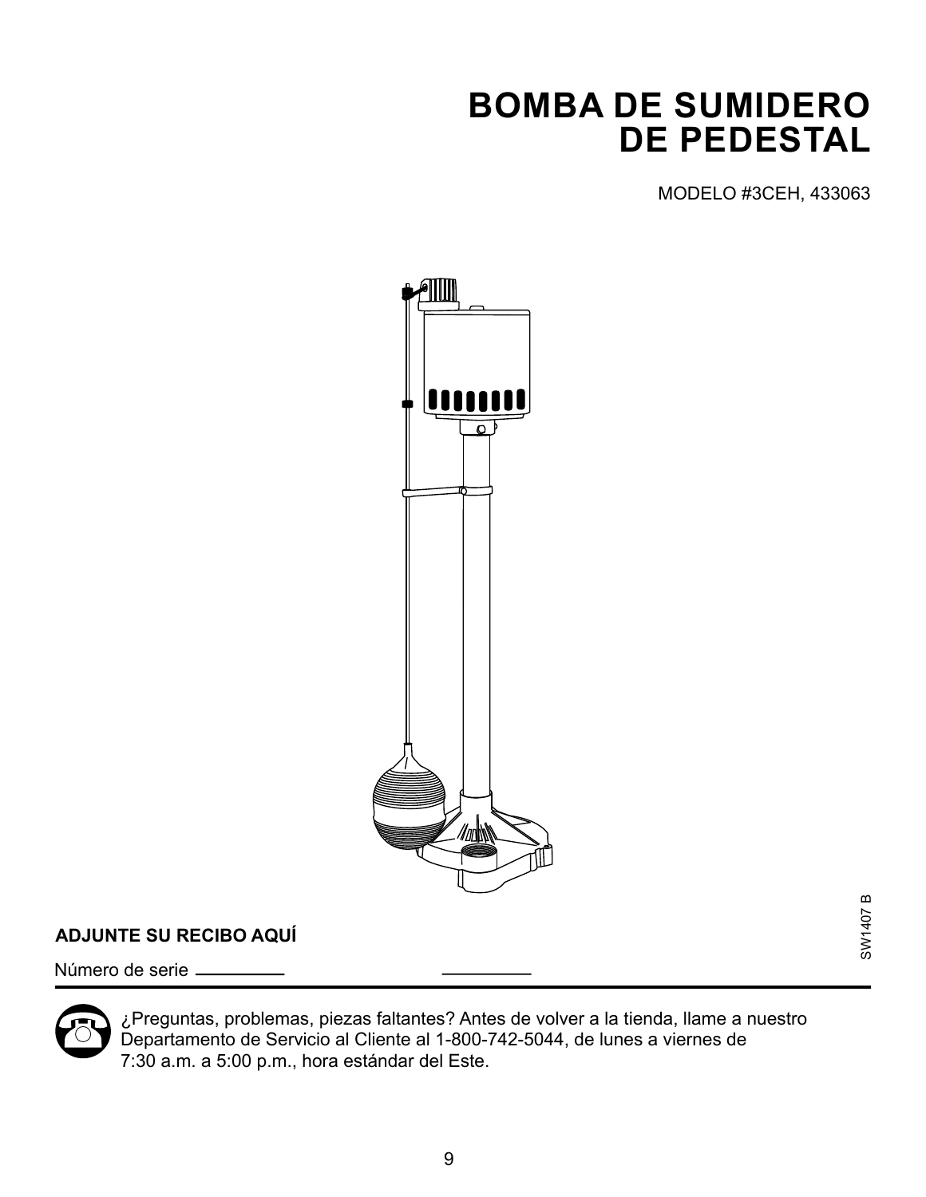# BOMBA DE SUMIDERO DE PEDESTAL

MODELO #3CEH, 433063

SW1407 B

**ADJUNTE SU RECIBO AQUÍ**

Número de serie ____________ ____________

¿Preguntas, problemas, piezas faltantes? Antes de volver a la tienda, llame a nuestro Departamento de Servicio al Cliente al 1-800-742-5044, de lunes a viernes de 7:30 a.m. a 5:00 p.m., hora estándar del Este.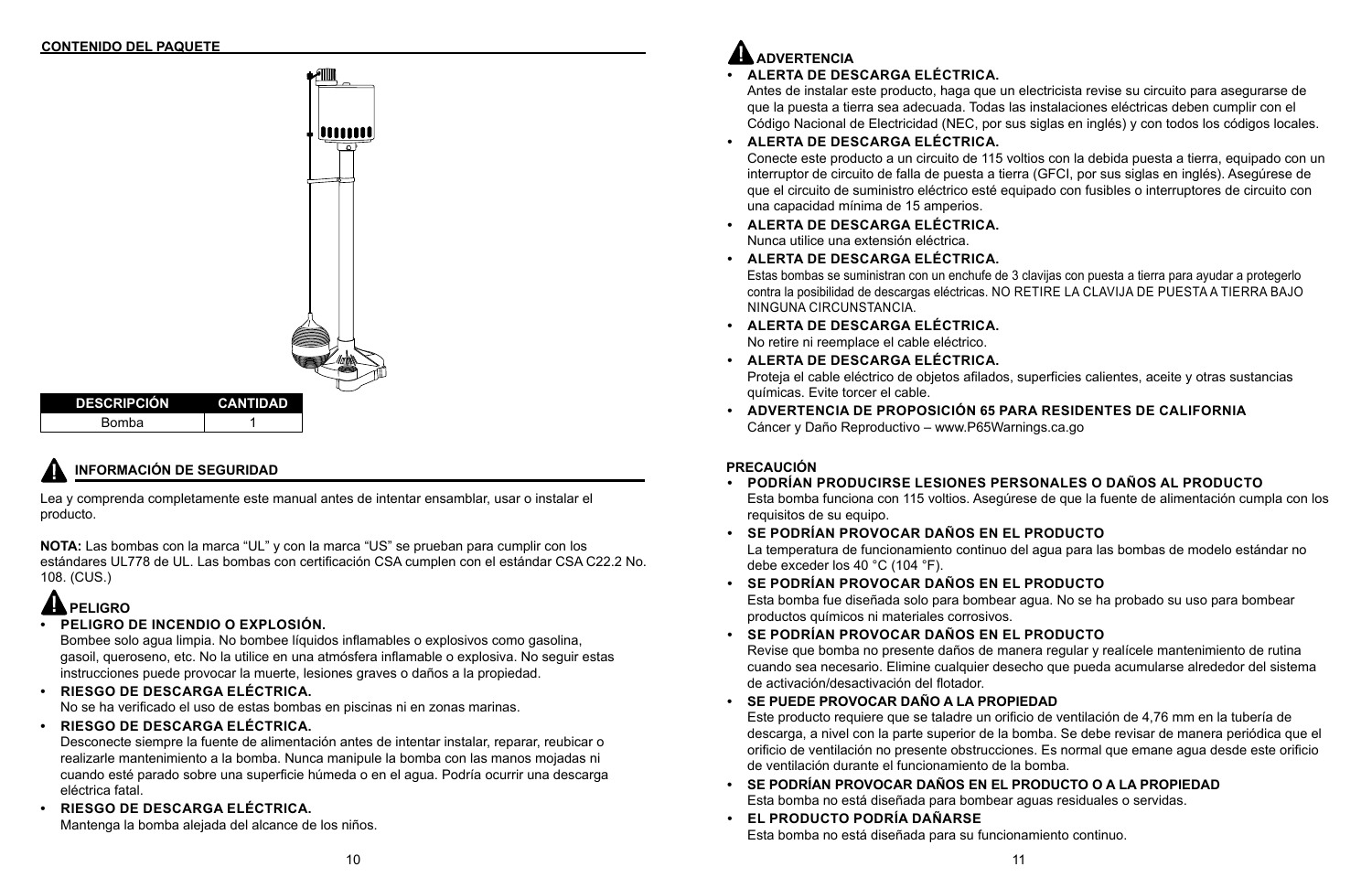## CONTENIDO DEL PAQUETE

| DESCRIPCIÓN | CANTIDAD |
|---|---|
| Bomba | 1 |

## INFORMACIÓN DE SEGURIDAD

Lea y comprenda completamente este manual antes de intentar ensamblar, usar o instalar el producto.

**NOTA:** Las bombas con la marca “UL” y con la marca “US” se prueban para cumplir con los estándares UL778 de UL. Las bombas con certificación CSA cumplen con el estándar CSA C22.2 No. 108. (CUS.)

### PELIGRO

- **PELIGRO DE INCENDIO O EXPLOSIÓN.**
  Bombee solo agua limpia. No bombee líquidos inflamables o explosivos como gasolina, gasoil, queroseno, etc. No la utilice en una atmósfera inflamable o explosiva. No seguir estas instrucciones puede provocar la muerte, lesiones graves o daños a la propiedad.
- **RIESGO DE DESCARGA ELÉCTRICA.**
  No se ha verificado el uso de estas bombas en piscinas ni en zonas marinas.
- **RIESGO DE DESCARGA ELÉCTRICA.**
  Desconecte siempre la fuente de alimentación antes de intentar instalar, reparar, reubicar o realizarle mantenimiento a la bomba. Nunca manipule la bomba con las manos mojadas ni cuando esté parado sobre una superficie húmeda o en el agua. Podría ocurrir una descarga eléctrica fatal.
- **RIESGO DE DESCARGA ELÉCTRICA.**
  Mantenga la bomba alejada del alcance de los niños.

### ADVERTENCIA

- **ALERTA DE DESCARGA ELÉCTRICA.**
  Antes de instalar este producto, haga que un electricista revise su circuito para asegurarse de que la puesta a tierra sea adecuada. Todas las instalaciones eléctricas deben cumplir con el Código Nacional de Electricidad (NEC, por sus siglas en inglés) y con todos los códigos locales.
- **ALERTA DE DESCARGA ELÉCTRICA.**
  Conecte este producto a un circuito de 115 voltios con la debida puesta a tierra, equipado con un interruptor de circuito de falla de puesta a tierra (GFCI, por sus siglas en inglés). Asegúrese de que el circuito de suministro eléctrico esté equipado con fusibles o interruptores de circuito con una capacidad mínima de 15 amperios.
- **ALERTA DE DESCARGA ELÉCTRICA.**
  Nunca utilice una extensión eléctrica.
- **ALERTA DE DESCARGA ELÉCTRICA.**
  Estas bombas se suministran con un enchufe de 3 clavijas con puesta a tierra para ayudar a protegerlo contra la posibilidad de descargas eléctricas. NO RETIRE LA CLAVIJA DE PUESTA A TIERRA BAJO NINGUNA CIRCUNSTANCIA.
- **ALERTA DE DESCARGA ELÉCTRICA.**
  No retire ni reemplace el cable eléctrico.
- **ALERTA DE DESCARGA ELÉCTRICA.**
  Proteja el cable eléctrico de objetos afilados, superficies calientes, aceite y otras sustancias químicas. Evite torcer el cable.
- **ADVERTENCIA DE PROPOSICIÓN 65 PARA RESIDENTES DE CALIFORNIA**
  Cáncer y Daño Reproductivo – www.P65Warnings.ca.go

### PRECAUCIÓN

- **PODRÍAN PRODUCIRSE LESIONES PERSONALES O DAÑOS AL PRODUCTO**
  Esta bomba funciona con 115 voltios. Asegúrese de que la fuente de alimentación cumpla con los requisitos de su equipo.
- **SE PODRÍAN PROVOCAR DAÑOS EN EL PRODUCTO**
  La temperatura de funcionamiento continuo del agua para las bombas de modelo estándar no debe exceder los 40 °C (104 °F).
- **SE PODRÍAN PROVOCAR DAÑOS EN EL PRODUCTO**
  Esta bomba fue diseñada solo para bombear agua. No se ha probado su uso para bombear productos químicos ni materiales corrosivos.
- **SE PODRÍAN PROVOCAR DAÑOS EN EL PRODUCTO**
  Revise que bomba no presente daños de manera regular y realícele mantenimiento de rutina cuando sea necesario. Elimine cualquier desecho que pueda acumularse alrededor del sistema de activación/desactivación del flotador.
- **SE PUEDE PROVOCAR DAÑO A LA PROPIEDAD**
  Este producto requiere que se taladre un orificio de ventilación de 4,76 mm en la tubería de descarga, a nivel con la parte superior de la bomba. Se debe revisar de manera periódica que el orificio de ventilación no presente obstrucciones. Es normal que emane agua desde este orificio de ventilación durante el funcionamiento de la bomba.
- **SE PODRÍAN PROVOCAR DAÑOS EN EL PRODUCTO O A LA PROPIEDAD**
  Esta bomba no está diseñada para bombear aguas residuales o servidas.
- **EL PRODUCTO PODRÍA DAÑARSE**
  Esta bomba no está diseñada para su funcionamiento continuo.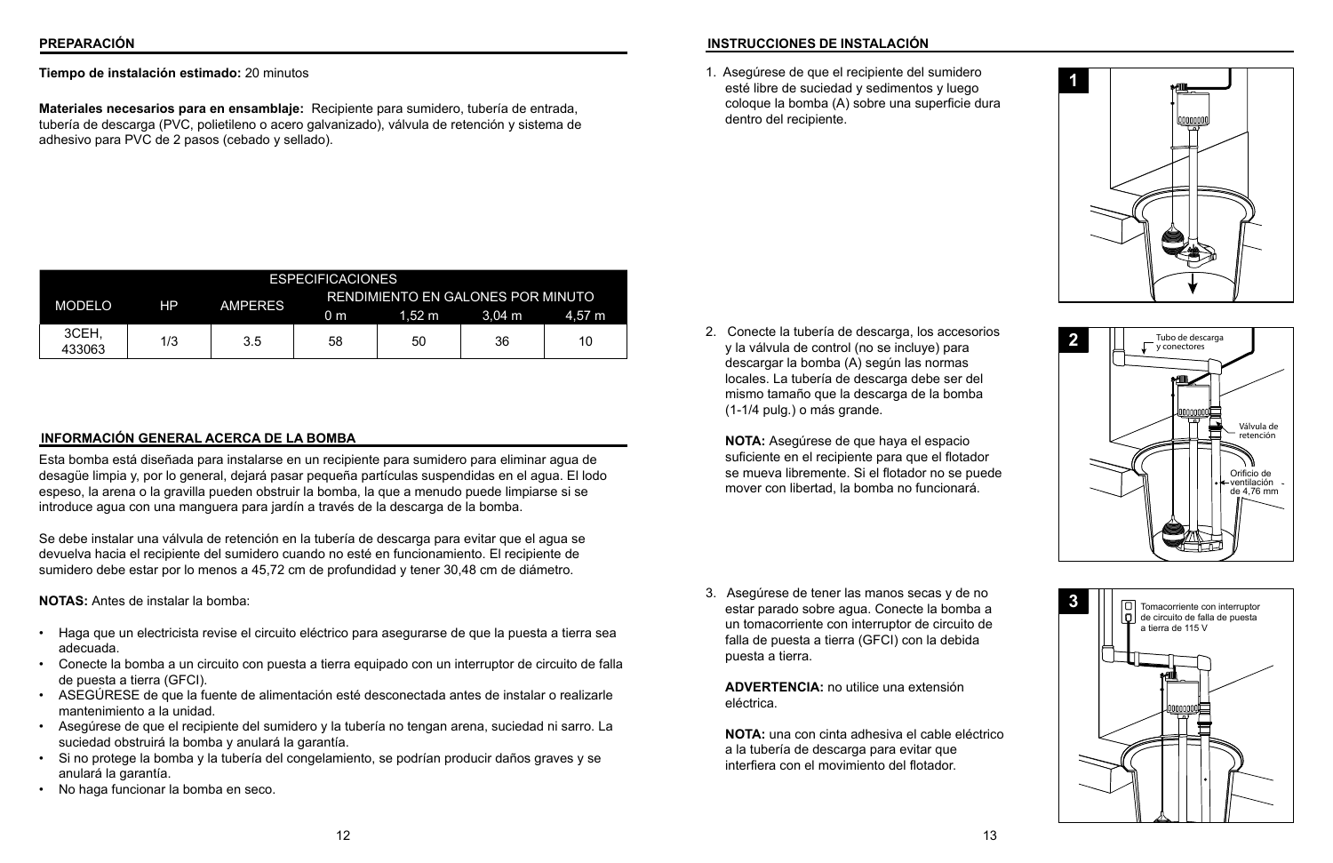## PREPARACIÓN

**Tiempo de instalación estimado:** 20 minutos

**Materiales necesarios para en ensamblaje:** Recipiente para sumidero, tubería de entrada, tubería de descarga (PVC, polietileno o acero galvanizado), válvula de retención y sistema de adhesivo para PVC de 2 pasos (cebado y sellado).

| ESPECIFICACIONES | | | | | | |
|---|---|---|---|---|---|---|
| MODELO | HP | AMPERES | RENDIMIENTO EN GALONES POR MINUTO | | | |
| | | | 0 m | 1,52 m | 3,04 m | 4,57 m |
| 3CEH, 433063 | 1/3 | 3.5 | 58 | 50 | 36 | 10 |

## INFORMACIÓN GENERAL ACERCA DE LA BOMBA

Esta bomba está diseñada para instalarse en un recipiente para sumidero para eliminar agua de desagüe limpia y, por lo general, dejará pasar pequeña partículas suspendidas en el agua. El lodo espeso, la arena o la gravilla pueden obstruir la bomba, la que a menudo puede limpiarse si se introduce agua con una manguera para jardín a través de la descarga de la bomba.

Se debe instalar una válvula de retención en la tubería de descarga para evitar que el agua se devuelva hacia el recipiente del sumidero cuando no esté en funcionamiento. El recipiente de sumidero debe estar por lo menos a 45,72 cm de profundidad y tener 30,48 cm de diámetro.

**NOTAS:** Antes de instalar la bomba:

- Haga que un electricista revise el circuito eléctrico para asegurarse de que la puesta a tierra sea adecuada.
- Conecte la bomba a un circuito con puesta a tierra equipado con un interruptor de circuito de falla de puesta a tierra (GFCI).
- ASEGÚRESE de que la fuente de alimentación esté desconectada antes de instalar o realizarle mantenimiento a la unidad.
- Asegúrese de que el recipiente del sumidero y la tubería no tengan arena, suciedad ni sarro. La suciedad obstruirá la bomba y anulará la garantía.
- Si no protege la bomba y la tubería del congelamiento, se podrían producir daños graves y se anulará la garantía.
- No haga funcionar la bomba en seco.

## INSTRUCCIONES DE INSTALACIÓN

1. Asegúrese de que el recipiente del sumidero esté libre de suciedad y sedimentos y luego coloque la bomba (A) sobre una superficie dura dentro del recipiente.

2. Conecte la tubería de descarga, los accesorios y la válvula de control (no se incluye) para descargar la bomba (A) según las normas locales. La tubería de descarga debe ser del mismo tamaño que la descarga de la bomba (1-1/4 pulg.) o más grande.

   **NOTA:** Asegúrese de que haya el espacio suficiente en el recipiente para que el flotador se mueva libremente. Si el flotador no se puede mover con libertad, la bomba no funcionará.

   Tubo de descarga y conectores

   Válvula de retención

   Orificio de ventilación de 4,76 mm

3. Asegúrese de tener las manos secas y de no estar parado sobre agua. Conecte la bomba a un tomacorriente con interruptor de circuito de falla de puesta a tierra (GFCI) con la debida puesta a tierra.

   **ADVERTENCIA:** no utilice una extensión eléctrica.

   **NOTA:** una con cinta adhesiva el cable eléctrico a la tubería de descarga para evitar que interfiera con el movimiento del flotador.

   Tomacorriente con interruptor de circuito de falla de puesta a tierra de 115 V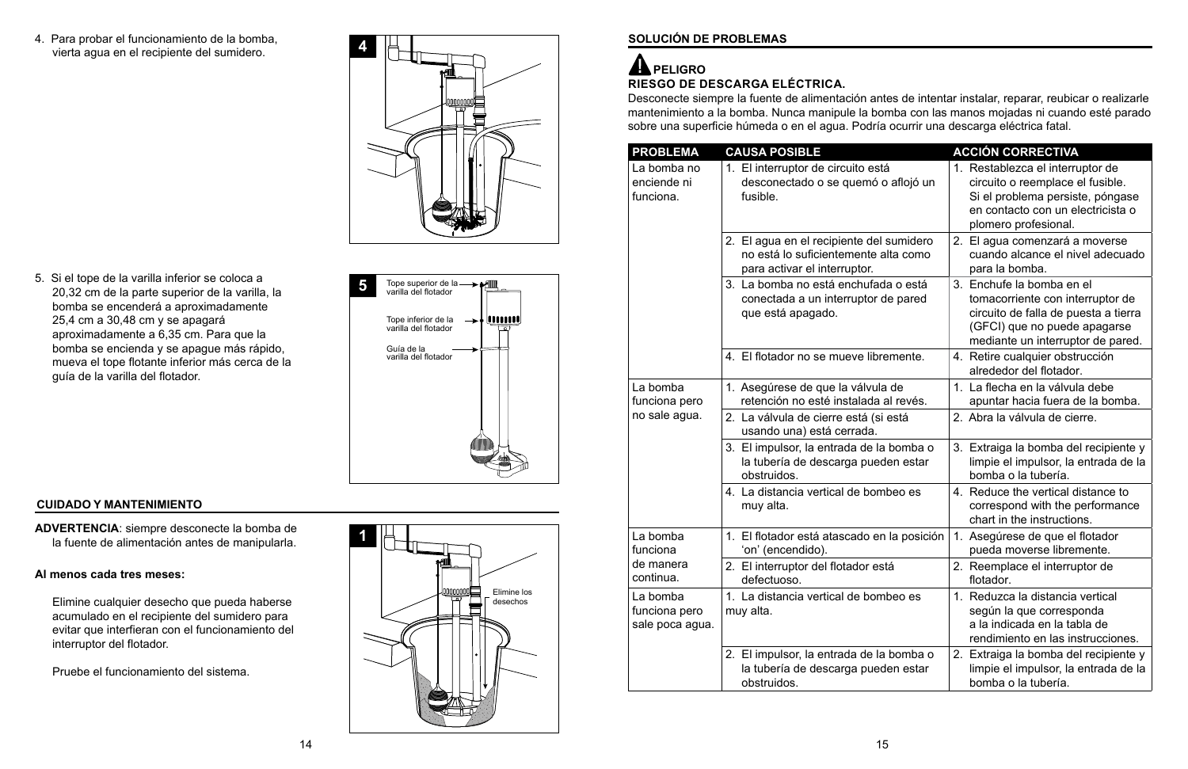4. Para probar el funcionamiento de la bomba, vierta agua en el recipiente del sumidero.

5. Si el tope de la varilla inferior se coloca a 20,32 cm de la parte superior de la varilla, la bomba se encenderá a aproximadamente 25,4 cm a 30,48 cm y se apagará aproximadamente a 6,35 cm. Para que la bomba se encienda y se apague más rápido, mueva el tope flotante inferior más cerca de la guía de la varilla del flotador.

Tope superior de la varilla del flotador

Tope inferior de la varilla del flotador

Guía de la varilla del flotador

## CUIDADO Y MANTENIMIENTO

**ADVERTENCIA**: siempre desconecte la bomba de la fuente de alimentación antes de manipularla.

**Al menos cada tres meses:**

Elimine cualquier desecho que pueda haberse acumulado en el recipiente del sumidero para evitar que interfieran con el funcionamiento del interruptor del flotador.

Pruebe el funcionamiento del sistema.

Elimine los desechos

## SOLUCIÓN DE PROBLEMAS

**PELIGRO**
**RIESGO DE DESCARGA ELÉCTRICA.**
Desconecte siempre la fuente de alimentación antes de intentar instalar, reparar, reubicar o realizarle mantenimiento a la bomba. Nunca manipule la bomba con las manos mojadas ni cuando esté parado sobre una superficie húmeda o en el agua. Podría ocurrir una descarga eléctrica fatal.

| PROBLEMA | CAUSA POSIBLE | ACCIÓN CORRECTIVA |
|---|---|---|
| La bomba no enciende ni funciona. | 1. El interruptor de circuito está desconectado o se quemó o aflojó un fusible. | 1. Restablezca el interruptor de circuito o reemplace el fusible. Si el problema persiste, póngase en contacto con un electricista o plomero profesional. |
| | 2. El agua en el recipiente del sumidero no está lo suficientemente alta como para activar el interruptor. | 2. El agua comenzará a moverse cuando alcance el nivel adecuado para la bomba. |
| | 3. La bomba no está enchufada o está conectada a un interruptor de pared que está apagado. | 3. Enchufe la bomba en el tomacorriente con interruptor de circuito de falla de puesta a tierra (GFCI) que no puede apagarse mediante un interruptor de pared. |
| | 4. El flotador no se mueve libremente. | 4. Retire cualquier obstrucción alrededor del flotador. |
| La bomba funciona pero no sale agua. | 1. Asegúrese de que la válvula de retención no esté instalada al revés. | 1. La flecha en la válvula debe apuntar hacia fuera de la bomba. |
| | 2. La válvula de cierre está (si está usando una) está cerrada. | 2. Abra la válvula de cierre. |
| | 3. El impulsor, la entrada de la bomba o la tubería de descarga pueden estar obstruidos. | 3. Extraiga la bomba del recipiente y limpie el impulsor, la entrada de la bomba o la tubería. |
| | 4. La distancia vertical de bombeo es muy alta. | 4. Reduce the vertical distance to correspond with the performance chart in the instructions. |
| La bomba funciona de manera continua. | 1. El flotador está atascado en la posición 'on' (encendido). | 1. Asegúrese de que el flotador pueda moverse libremente. |
| | 2. El interruptor del flotador está defectuoso. | 2. Reemplace el interruptor de flotador. |
| La bomba funciona pero sale poca agua. | 1. La distancia vertical de bombeo es muy alta. | 1. Reduzca la distancia vertical según la que corresponda a la indicada en la tabla de rendimiento en las instrucciones. |
| | 2. El impulsor, la entrada de la bomba o la tubería de descarga pueden estar obstruidos. | 2. Extraiga la bomba del recipiente y limpie el impulsor, la entrada de la bomba o la tubería. |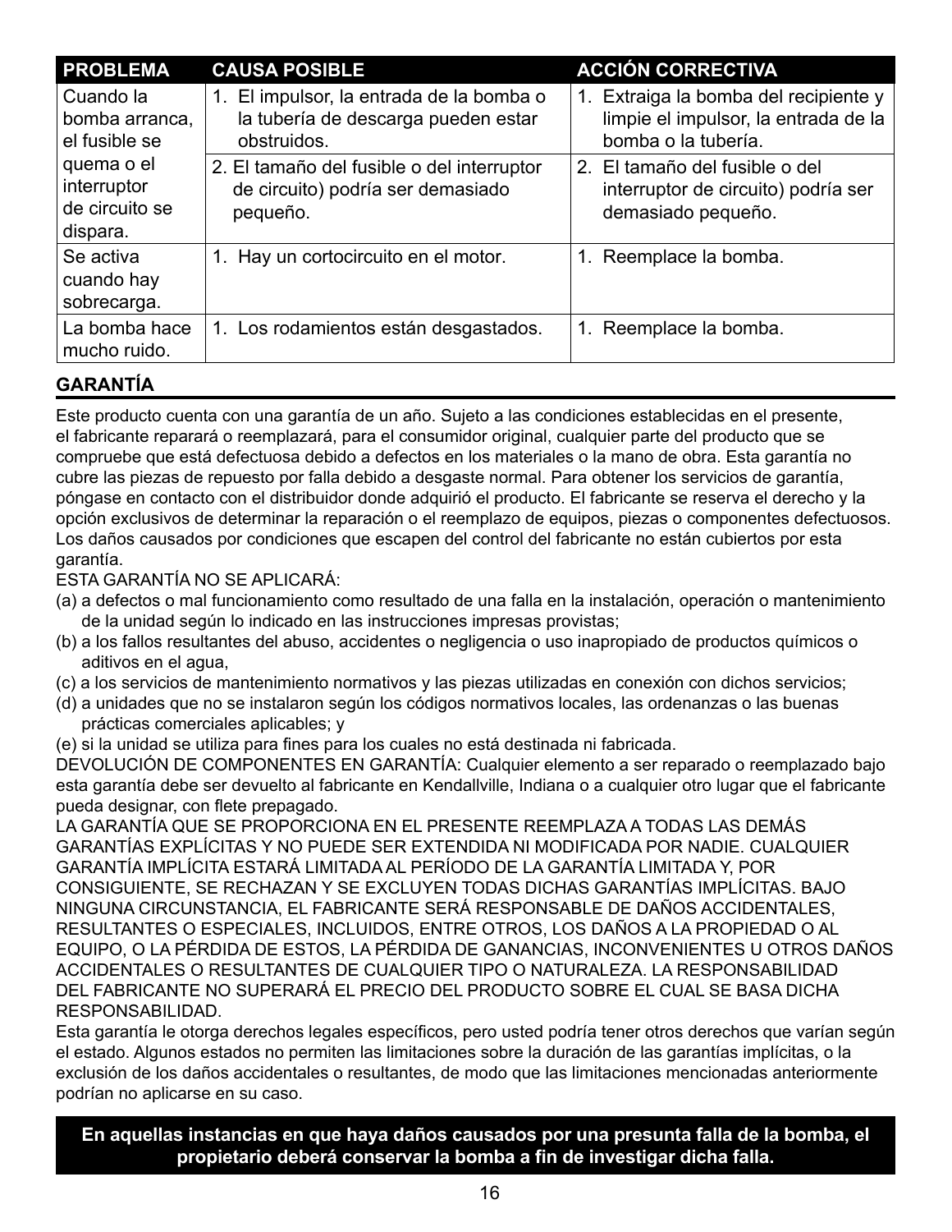| PROBLEMA | CAUSA POSIBLE | ACCIÓN CORRECTIVA |
|---|---|---|
| Cuando la bomba arranca, el fusible se quema o el interruptor de circuito se dispara. | 1. El impulsor, la entrada de la bomba o la tubería de descarga pueden estar obstruidos. | 1. Extraiga la bomba del recipiente y limpie el impulsor, la entrada de la bomba o la tubería. |
| | 2. El tamaño del fusible o del interruptor de circuito) podría ser demasiado pequeño. | 2. El tamaño del fusible o del interruptor de circuito) podría ser demasiado pequeño. |
| Se activa cuando hay sobrecarga. | 1. Hay un cortocircuito en el motor. | 1. Reemplace la bomba. |
| La bomba hace mucho ruido. | 1. Los rodamientos están desgastados. | 1. Reemplace la bomba. |

## GARANTÍA

Este producto cuenta con una garantía de un año. Sujeto a las condiciones establecidas en el presente, el fabricante reparará o reemplazará, para el consumidor original, cualquier parte del producto que se compruebe que está defectuosa debido a defectos en los materiales o la mano de obra. Esta garantía no cubre las piezas de repuesto por falla debido a desgaste normal. Para obtener los servicios de garantía, póngase en contacto con el distribuidor donde adquirió el producto. El fabricante se reserva el derecho y la opción exclusivos de determinar la reparación o el reemplazo de equipos, piezas o componentes defectuosos. Los daños causados por condiciones que escapen del control del fabricante no están cubiertos por esta garantía.

ESTA GARANTÍA NO SE APLICARÁ:

(a) a defectos o mal funcionamiento como resultado de una falla en la instalación, operación o mantenimiento de la unidad según lo indicado en las instrucciones impresas provistas;

(b) a los fallos resultantes del abuso, accidentes o negligencia o uso inapropiado de productos químicos o aditivos en el agua,

(c) a los servicios de mantenimiento normativos y las piezas utilizadas en conexión con dichos servicios;

(d) a unidades que no se instalaron según los códigos normativos locales, las ordenanzas o las buenas prácticas comerciales aplicables; y

(e) si la unidad se utiliza para fines para los cuales no está destinada ni fabricada.

DEVOLUCIÓN DE COMPONENTES EN GARANTÍA: Cualquier elemento a ser reparado o reemplazado bajo esta garantía debe ser devuelto al fabricante en Kendallville, Indiana o a cualquier otro lugar que el fabricante pueda designar, con flete prepagado.

LA GARANTÍA QUE SE PROPORCIONA EN EL PRESENTE REEMPLAZA A TODAS LAS DEMÁS GARANTÍAS EXPLÍCITAS Y NO PUEDE SER EXTENDIDA NI MODIFICADA POR NADIE. CUALQUIER GARANTÍA IMPLÍCITA ESTARÁ LIMITADA AL PERÍODO DE LA GARANTÍA LIMITADA Y, POR CONSIGUIENTE, SE RECHAZAN Y SE EXCLUYEN TODAS DICHAS GARANTÍAS IMPLÍCITAS. BAJO NINGUNA CIRCUNSTANCIA, EL FABRICANTE SERÁ RESPONSABLE DE DAÑOS ACCIDENTALES, RESULTANTES O ESPECIALES, INCLUIDOS, ENTRE OTROS, LOS DAÑOS A LA PROPIEDAD O AL EQUIPO, O LA PÉRDIDA DE ESTOS, LA PÉRDIDA DE GANANCIAS, INCONVENIENTES U OTROS DAÑOS ACCIDENTALES O RESULTANTES DE CUALQUIER TIPO O NATURALEZA. LA RESPONSABILIDAD DEL FABRICANTE NO SUPERARÁ EL PRECIO DEL PRODUCTO SOBRE EL CUAL SE BASA DICHA RESPONSABILIDAD.

Esta garantía le otorga derechos legales específicos, pero usted podría tener otros derechos que varían según el estado. Algunos estados no permiten las limitaciones sobre la duración de las garantías implícitas, o la exclusión de los daños accidentales o resultantes, de modo que las limitaciones mencionadas anteriormente podrían no aplicarse en su caso.

**En aquellas instancias en que haya daños causados por una presunta falla de la bomba, el propietario deberá conservar la bomba a fin de investigar dicha falla.**